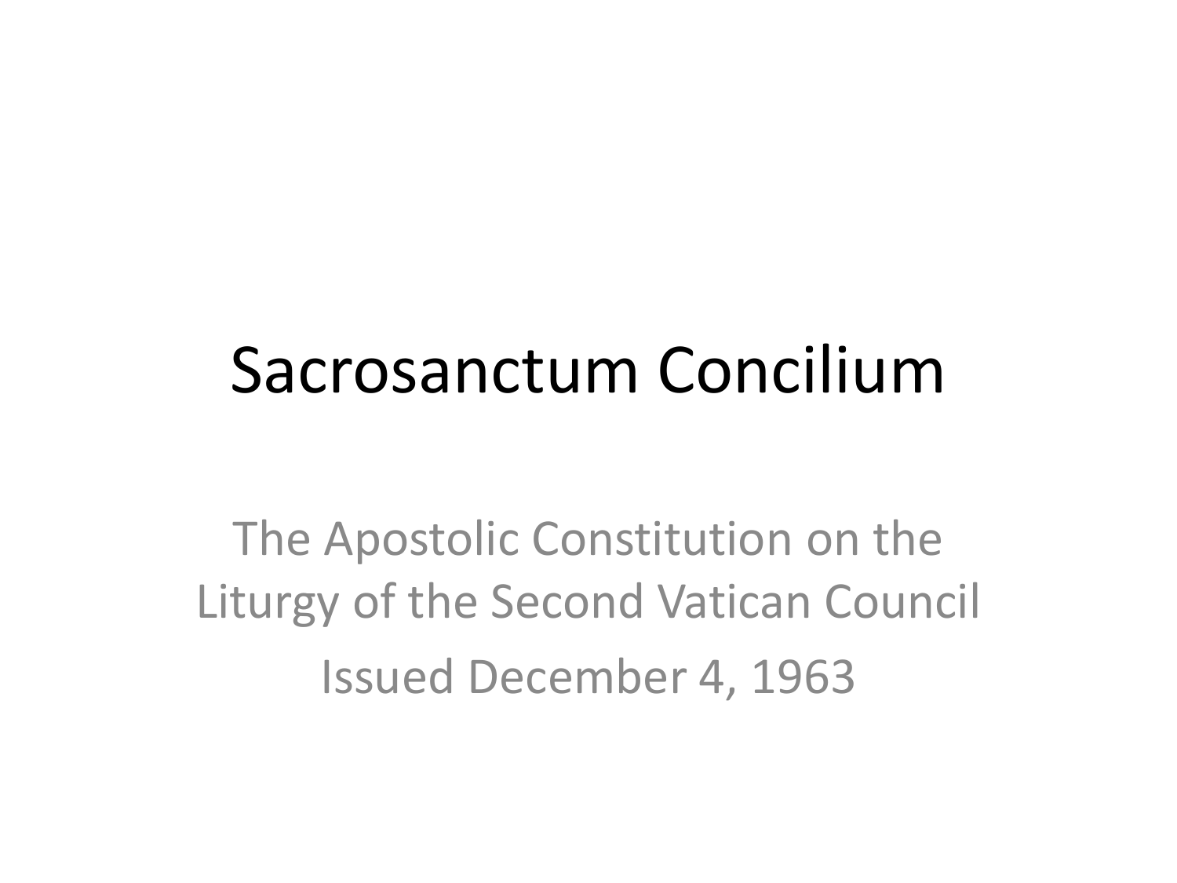# Sacrosanctum Concilium

The Apostolic Constitution on the Liturgy of the Second Vatican Council

Issued December 4, 1963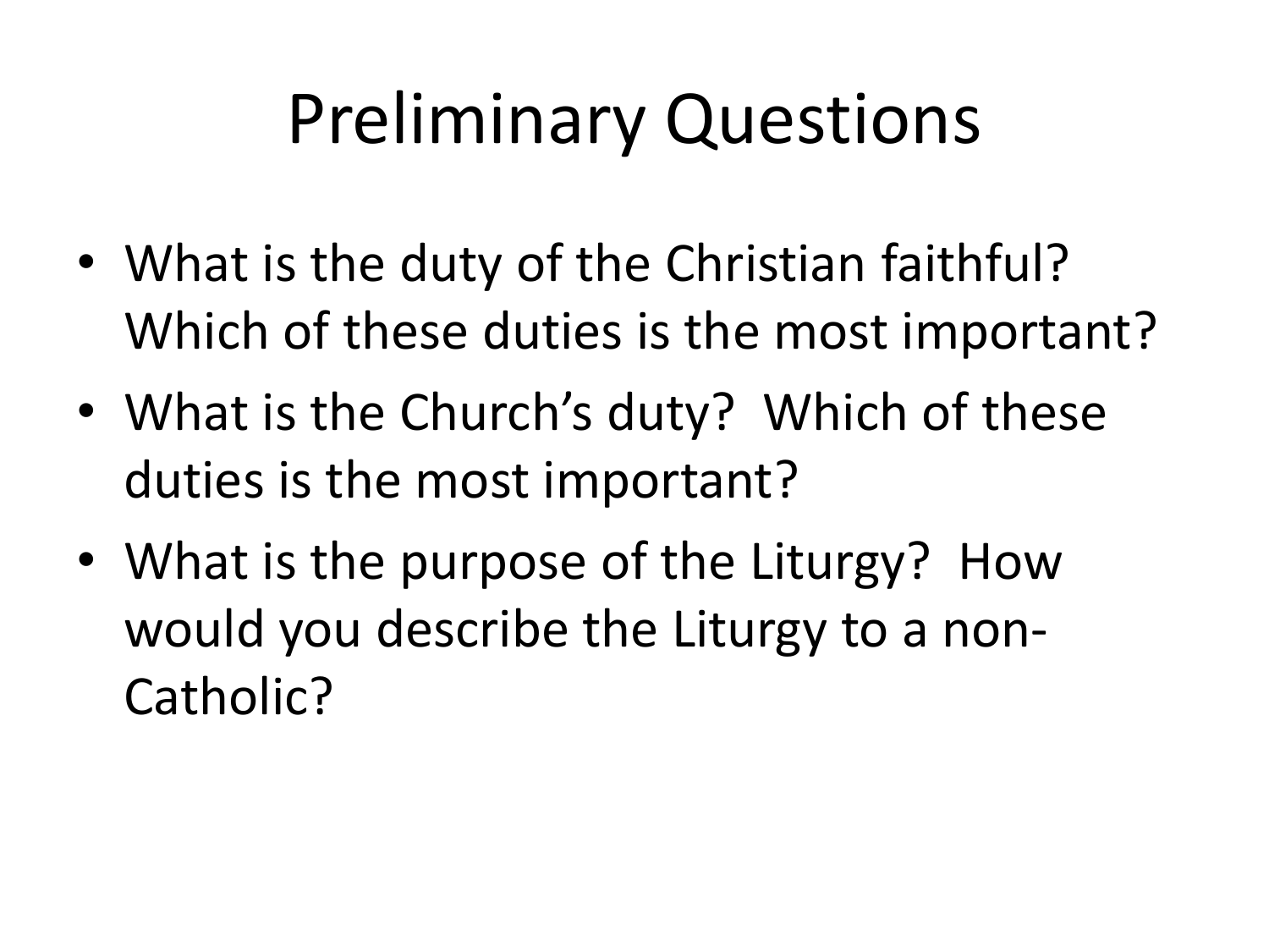# Preliminary Questions

- What is the duty of the Christian faithful? Which of these duties is the most important?
- What is the Church's duty? Which of these duties is the most important?
- What is the purpose of the Liturgy? How would you describe the Liturgy to a non-Catholic?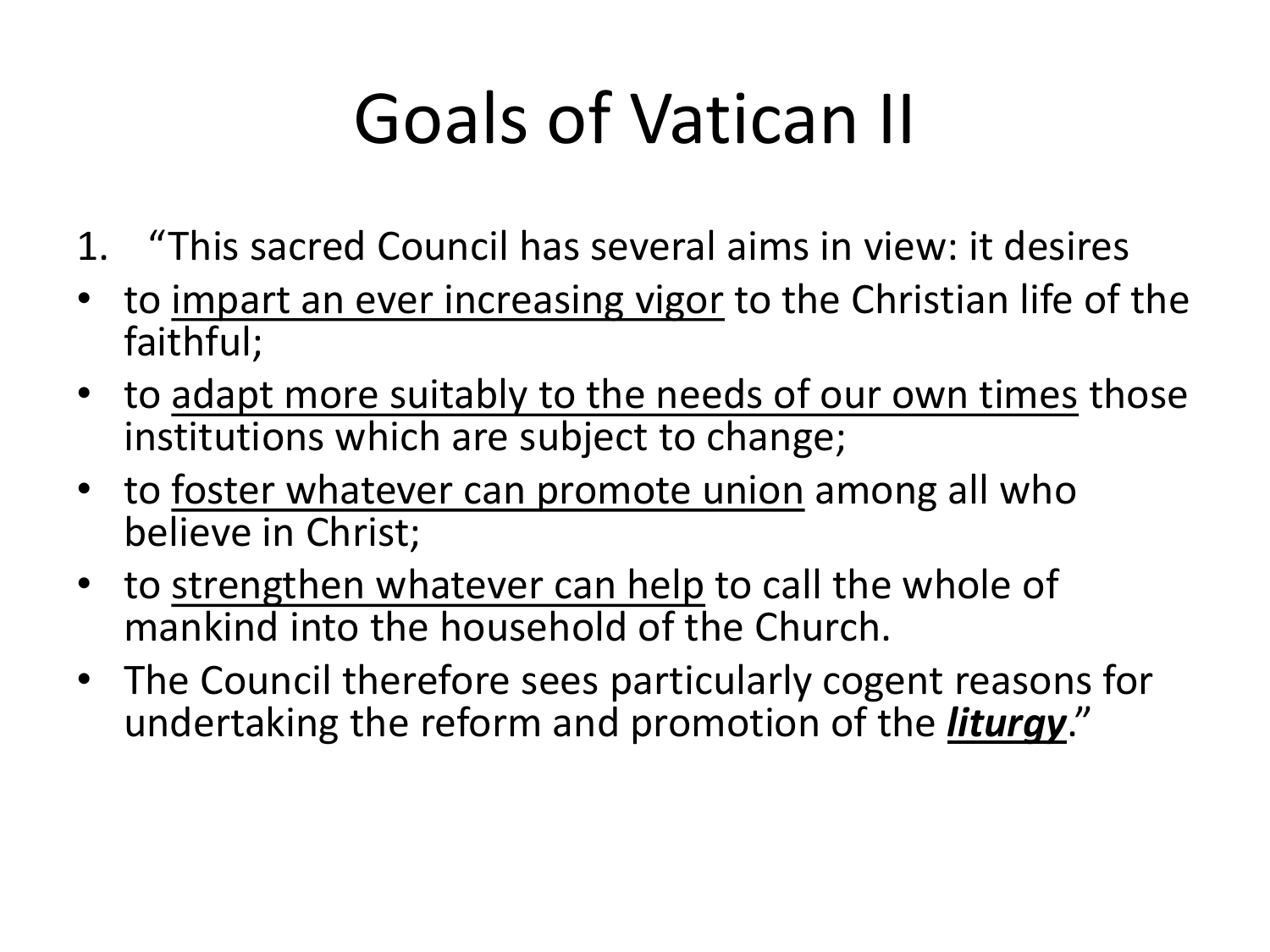# Goals of Vatican II

1. “This sacred Council has several aims in view: it desires

- to <u>impart an ever increasing vigor</u> to the Christian life of the faithful;
- to <u>adapt more suitably to the needs of our own times</u> those institutions which are subject to change;
- to <u>foster whatever can promote union</u> among all who believe in Christ;
- to <u>strengthen whatever can help</u> to call the whole of mankind into the household of the Church.
- The Council therefore sees particularly cogent reasons for undertaking the reform and promotion of the <u>***liturgy***</u>.”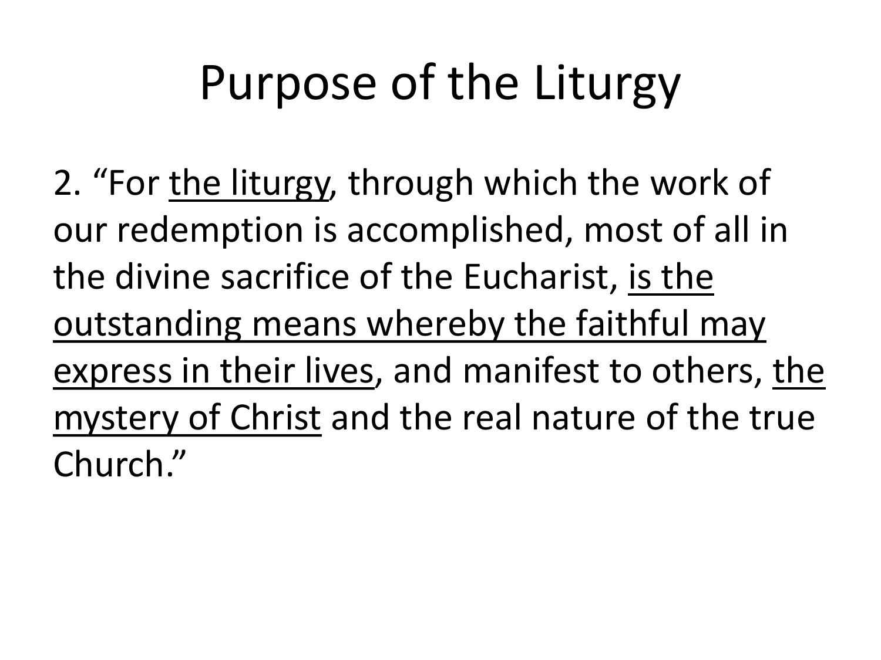# Purpose of the Liturgy

2. "For <u>the liturgy</u>, through which the work of our redemption is accomplished, most of all in the divine sacrifice of the Eucharist, <u>is the outstanding means whereby the faithful may express in their lives</u>, and manifest to others, <u>the mystery of Christ</u> and the real nature of the true Church."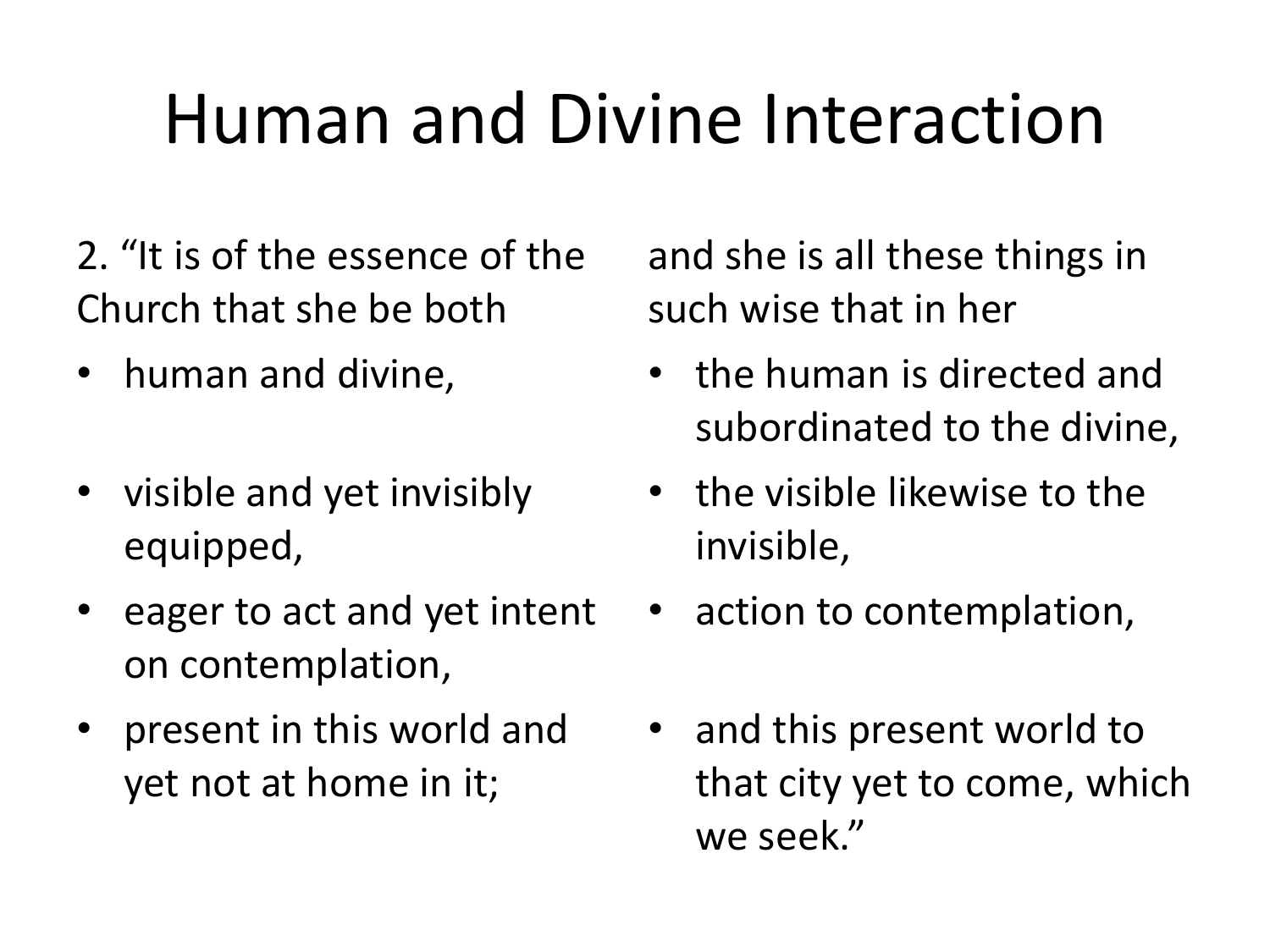# Human and Divine Interaction

2. "It is of the essence of the Church that she be both

- human and divine,
- visible and yet invisibly equipped,
- eager to act and yet intent on contemplation,
- present in this world and yet not at home in it;

and she is all these things in such wise that in her

- the human is directed and subordinated to the divine,
- the visible likewise to the invisible,
- action to contemplation,
- and this present world to that city yet to come, which we seek."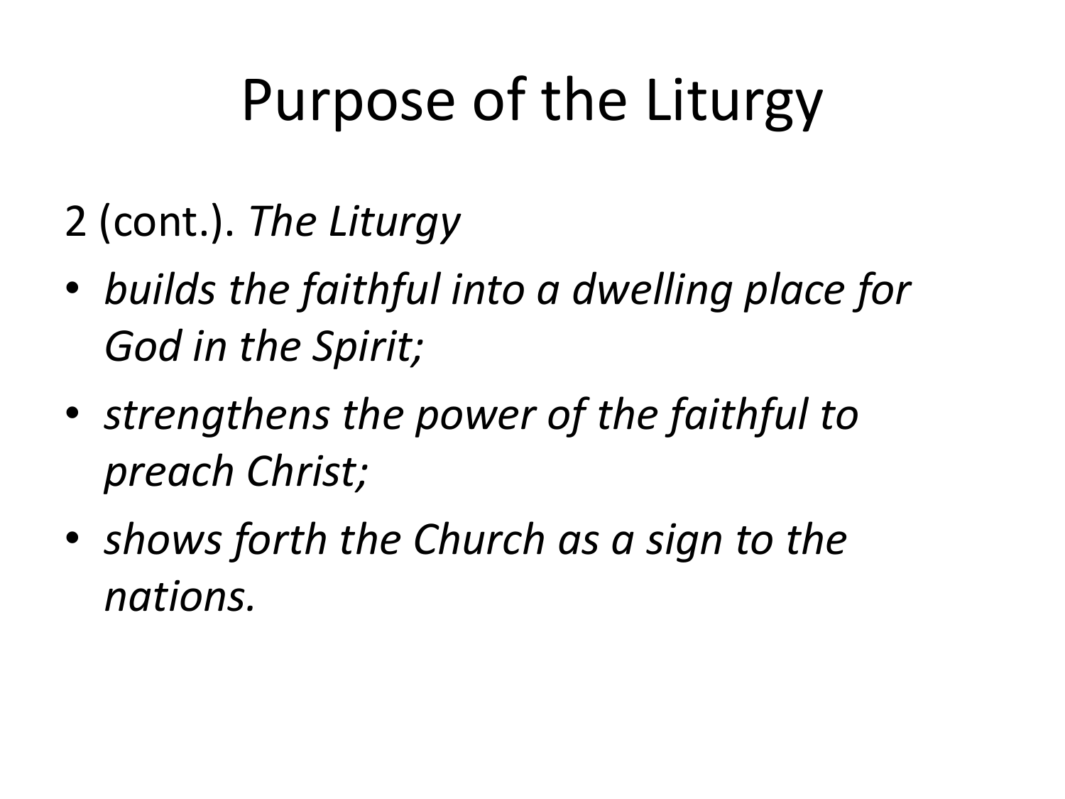# Purpose of the Liturgy

2 (cont.). *The Liturgy*

- *builds the faithful into a dwelling place for God in the Spirit;*
- *strengthens the power of the faithful to preach Christ;*
- *shows forth the Church as a sign to the nations.*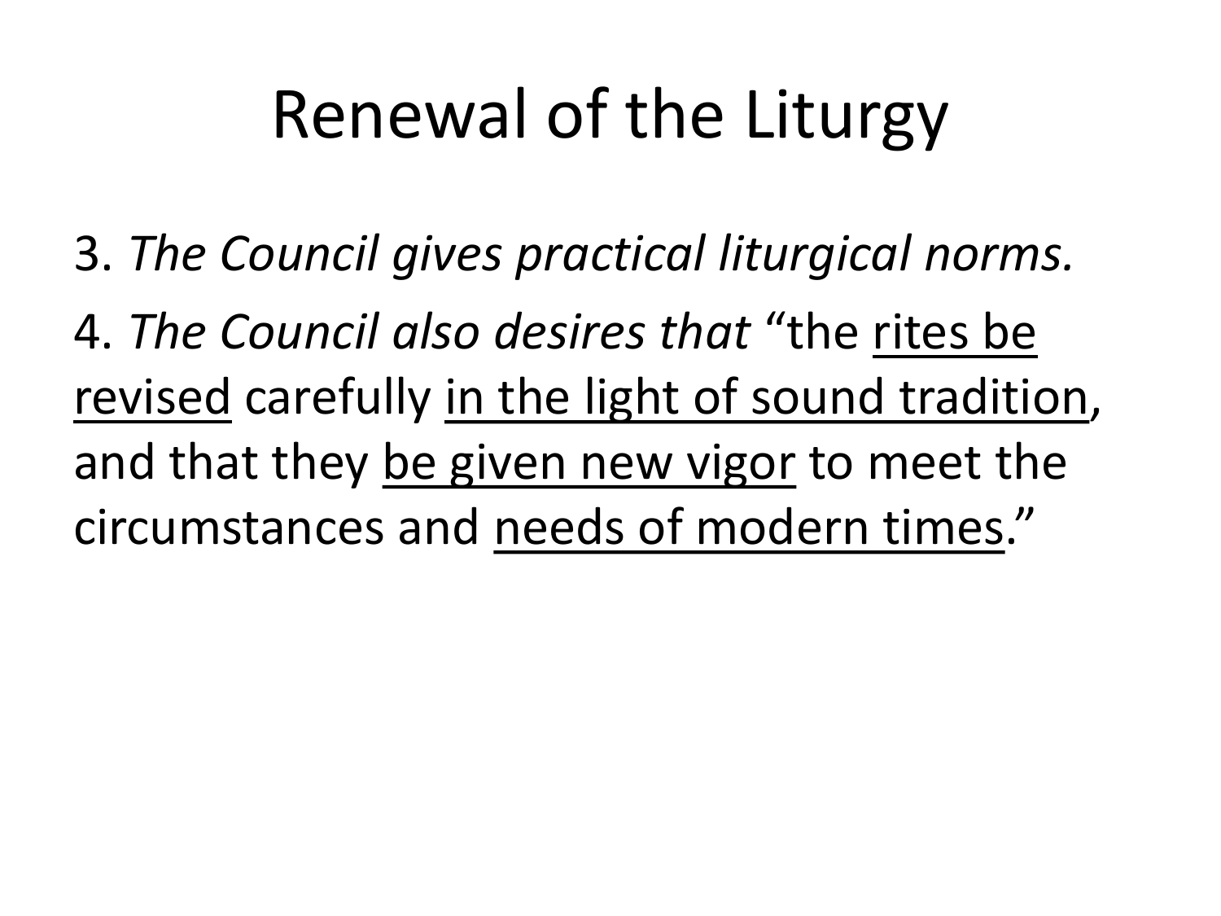# Renewal of the Liturgy

3. *The Council gives practical liturgical norms.*

4. *The Council also desires that* "the <u>rites be revised</u> carefully <u>in the light of sound tradition</u>, and that they <u>be given new vigor</u> to meet the circumstances and <u>needs of modern times</u>."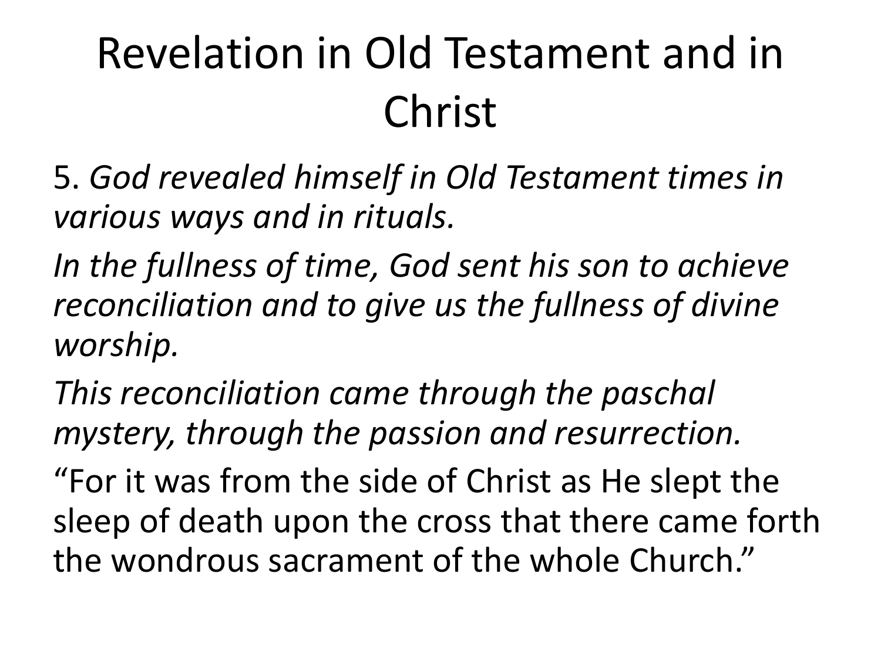# Revelation in Old Testament and in Christ

5. *God revealed himself in Old Testament times in various ways and in rituals.*

*In the fullness of time, God sent his son to achieve reconciliation and to give us the fullness of divine worship.*

*This reconciliation came through the paschal mystery, through the passion and resurrection.*

“For it was from the side of Christ as He slept the sleep of death upon the cross that there came forth the wondrous sacrament of the whole Church.”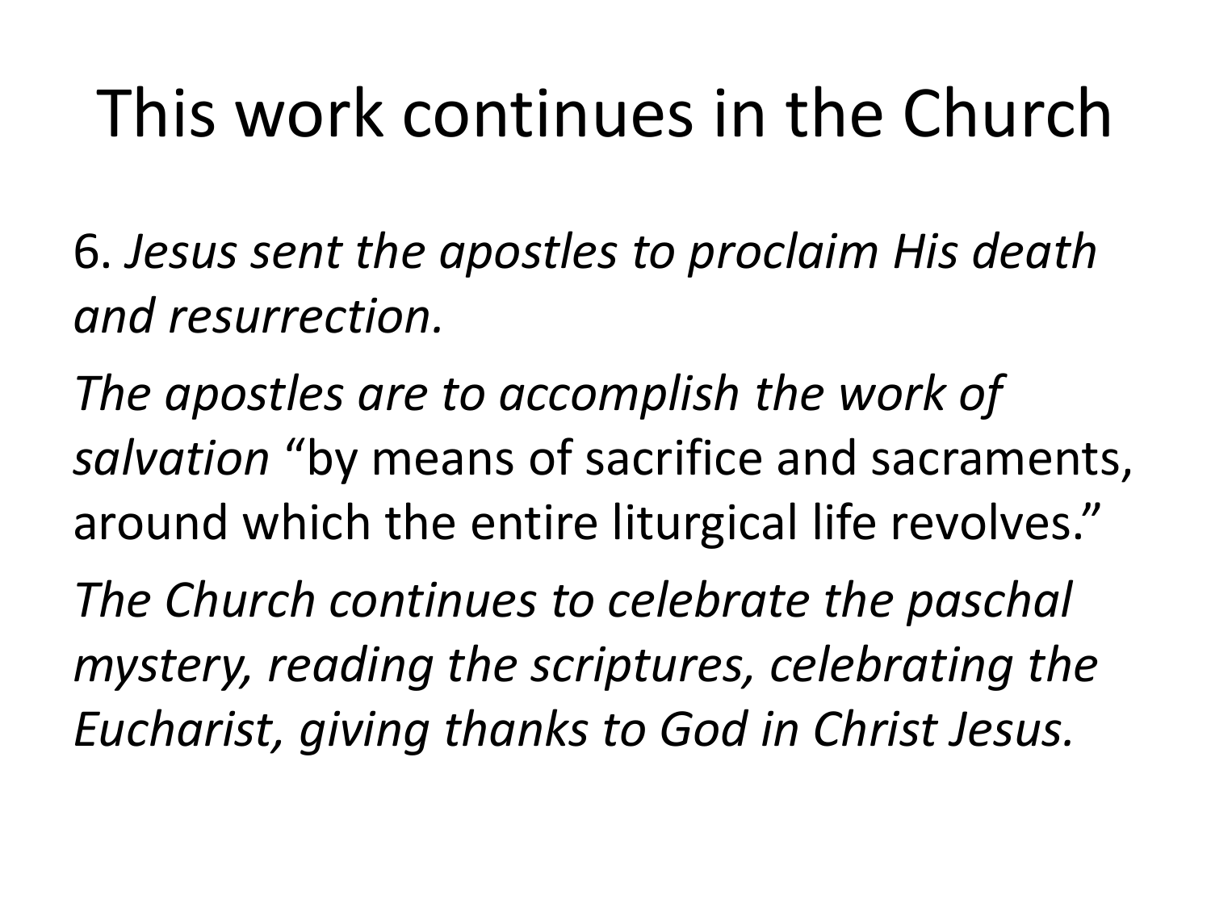# This work continues in the Church

6. *Jesus sent the apostles to proclaim His death and resurrection.*

*The apostles are to accomplish the work of salvation* "by means of sacrifice and sacraments, around which the entire liturgical life revolves."

*The Church continues to celebrate the paschal mystery, reading the scriptures, celebrating the Eucharist, giving thanks to God in Christ Jesus.*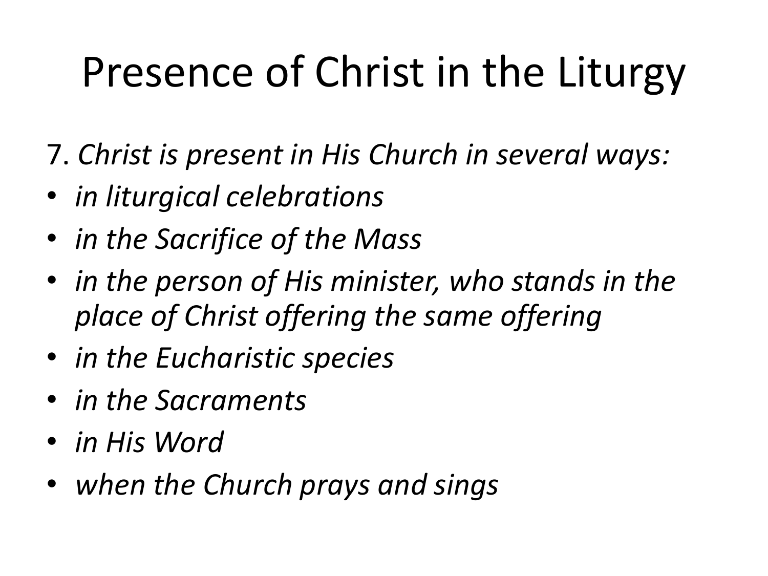# Presence of Christ in the Liturgy

7. *Christ is present in His Church in several ways:*

- *in liturgical celebrations*
- *in the Sacrifice of the Mass*
- *in the person of His minister, who stands in the place of Christ offering the same offering*
- *in the Eucharistic species*
- *in the Sacraments*
- *in His Word*
- *when the Church prays and sings*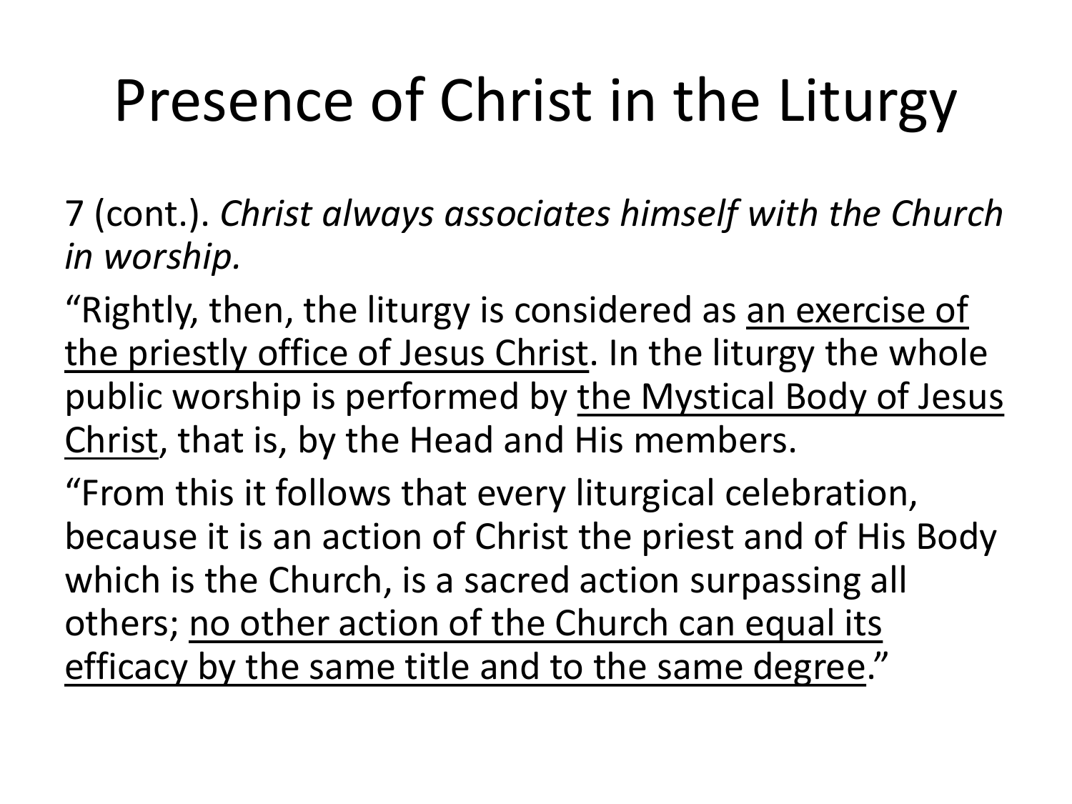# Presence of Christ in the Liturgy

7 (cont.). *Christ always associates himself with the Church in worship.*

"Rightly, then, the liturgy is considered as <u>an exercise of the priestly office of Jesus Christ</u>. In the liturgy the whole public worship is performed by <u>the Mystical Body of Jesus Christ</u>, that is, by the Head and His members.

"From this it follows that every liturgical celebration, because it is an action of Christ the priest and of His Body which is the Church, is a sacred action surpassing all others; <u>no other action of the Church can equal its efficacy by the same title and to the same degree</u>."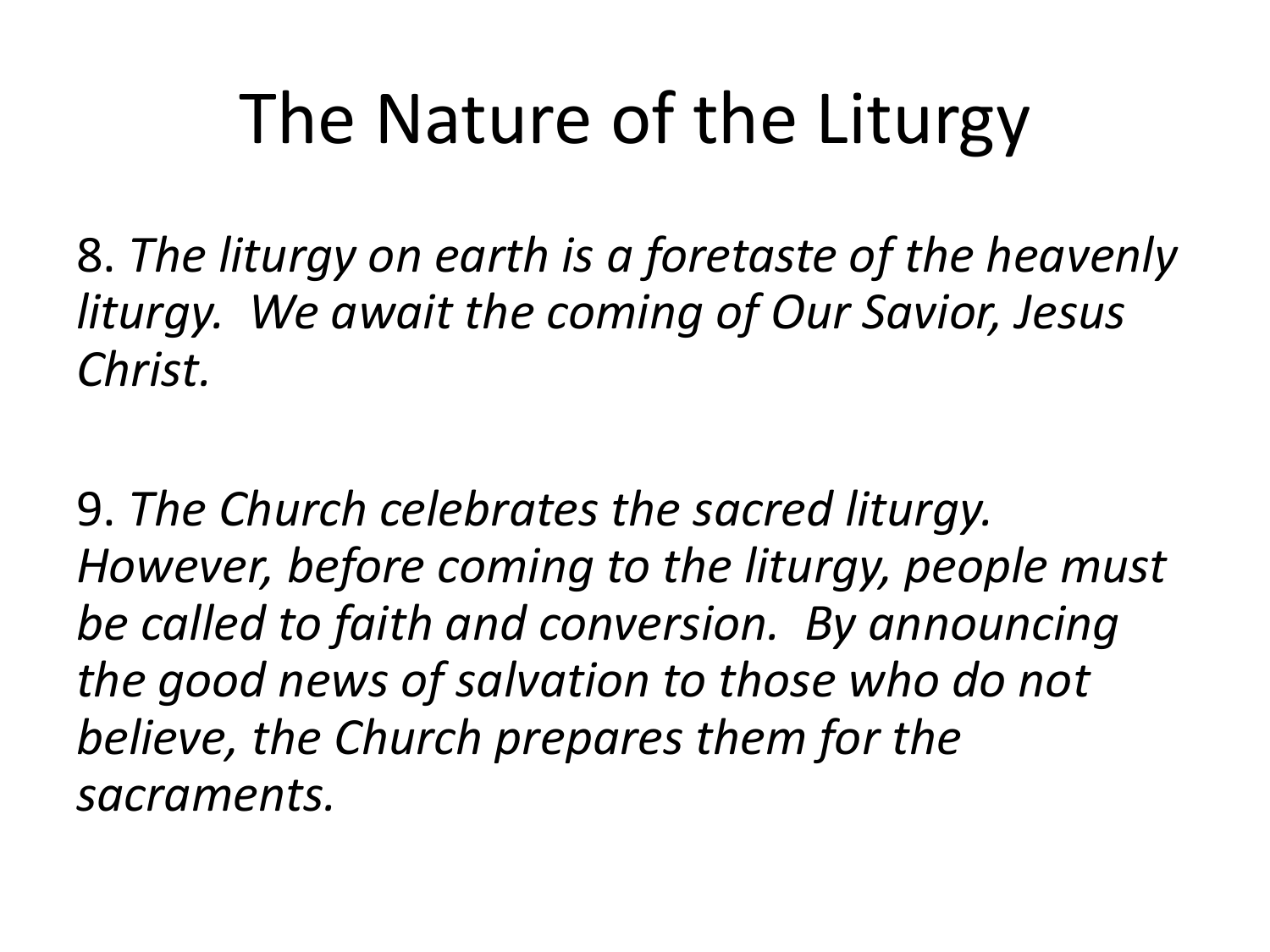# The Nature of the Liturgy

8. *The liturgy on earth is a foretaste of the heavenly liturgy. We await the coming of Our Savior, Jesus Christ.*

9. *The Church celebrates the sacred liturgy. However, before coming to the liturgy, people must be called to faith and conversion. By announcing the good news of salvation to those who do not believe, the Church prepares them for the sacraments.*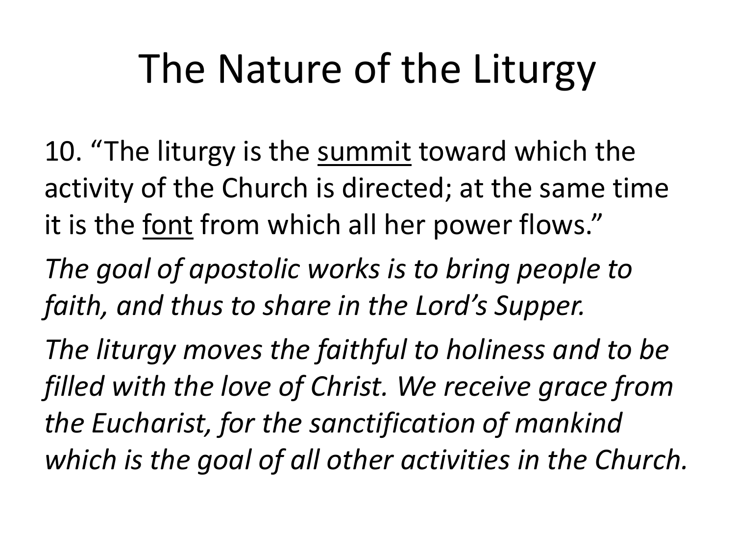# The Nature of the Liturgy

10. “The liturgy is the <u>summit</u> toward which the activity of the Church is directed; at the same time it is the <u>font</u> from which all her power flows.”

*The goal of apostolic works is to bring people to faith, and thus to share in the Lord’s Supper.*

*The liturgy moves the faithful to holiness and to be filled with the love of Christ. We receive grace from the Eucharist, for the sanctification of mankind which is the goal of all other activities in the Church.*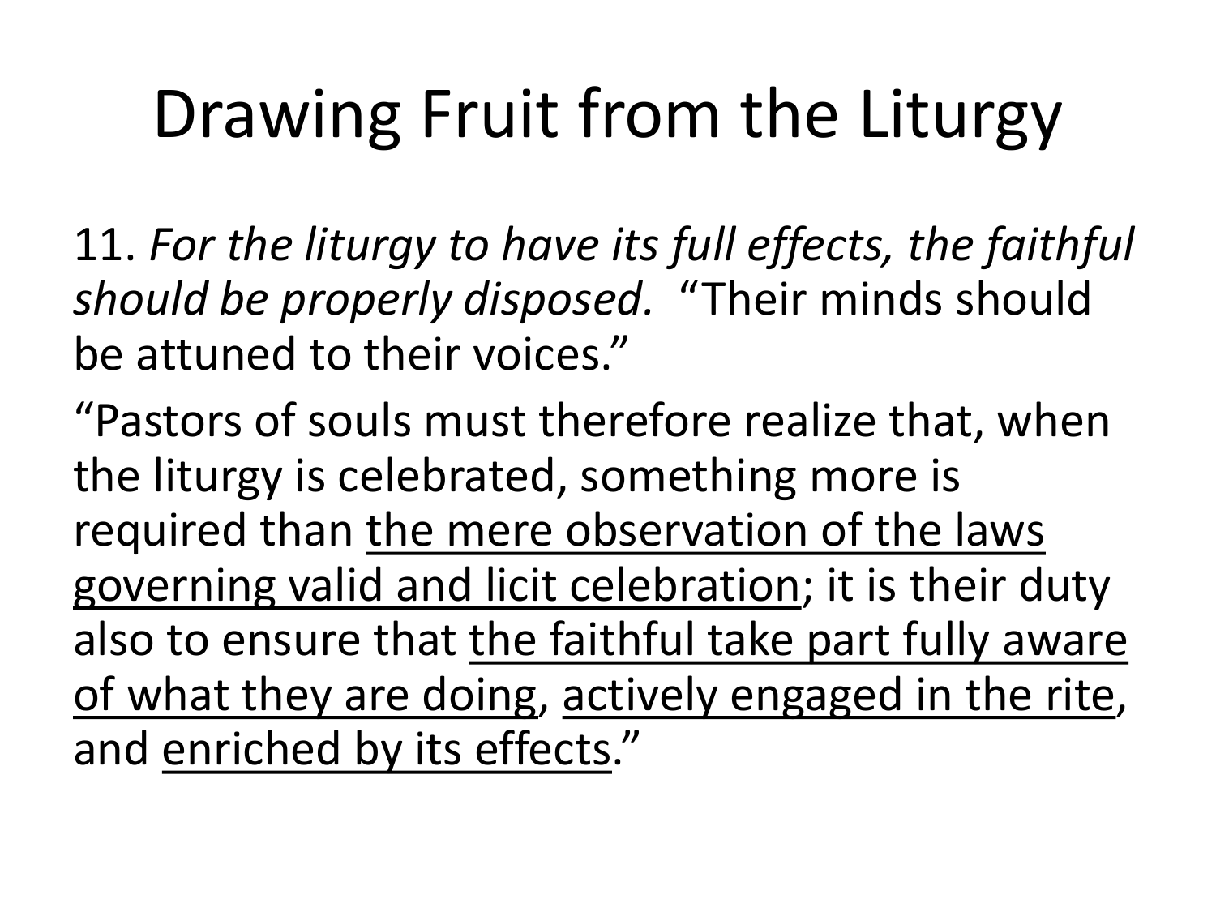# Drawing Fruit from the Liturgy

11. *For the liturgy to have its full effects, the faithful should be properly disposed.* "Their minds should be attuned to their voices."

"Pastors of souls must therefore realize that, when the liturgy is celebrated, something more is required than <u>the mere observation of the laws governing valid and licit celebration</u>; it is their duty also to ensure that <u>the faithful take part fully aware of what they are doing</u>, <u>actively engaged in the rite</u>, and <u>enriched by its effects</u>."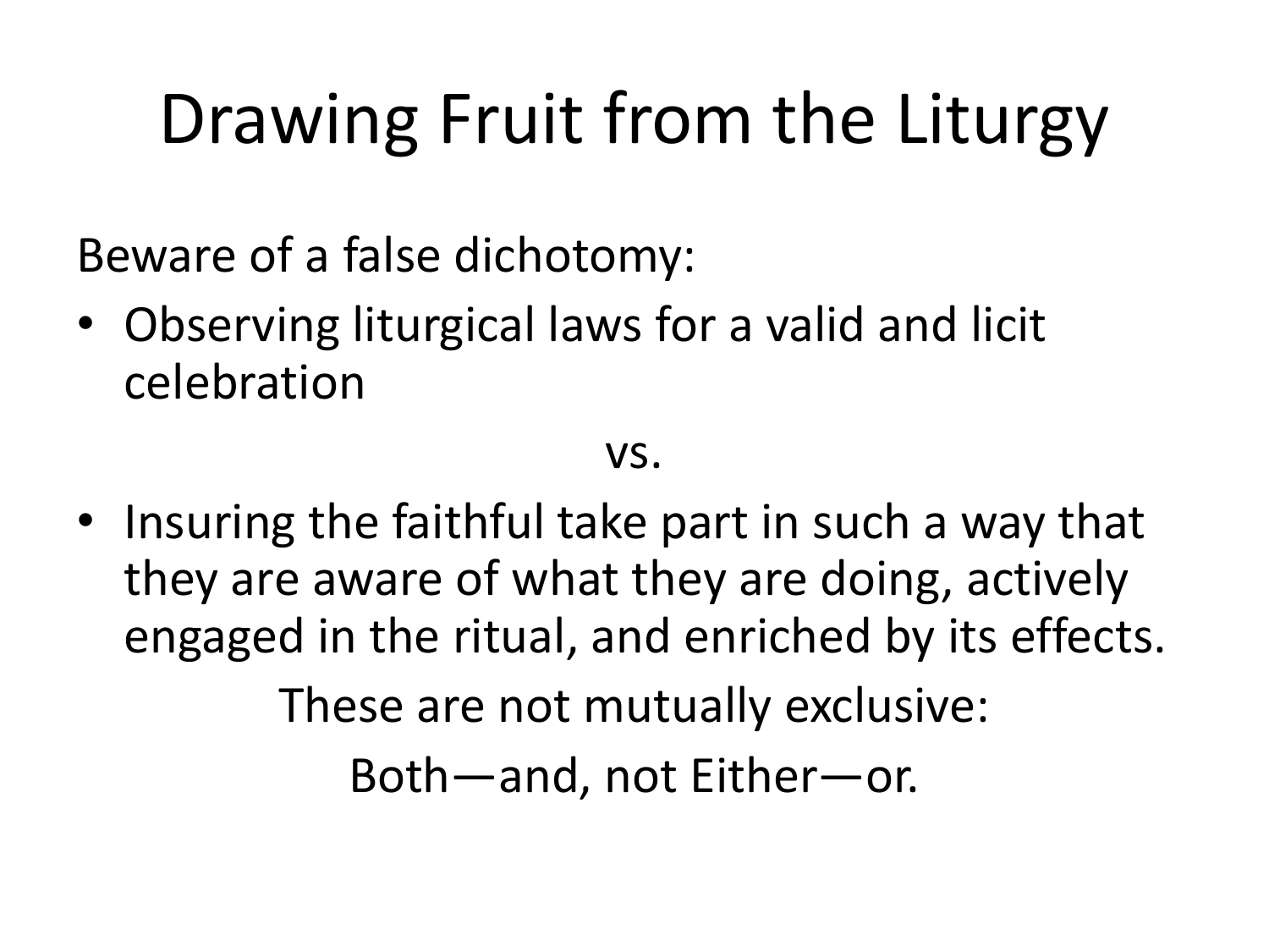# Drawing Fruit from the Liturgy

Beware of a false dichotomy:

- Observing liturgical laws for a valid and licit celebration

vs.

- Insuring the faithful take part in such a way that they are aware of what they are doing, actively engaged in the ritual, and enriched by its effects.

These are not mutually exclusive:

Both—and, not Either—or.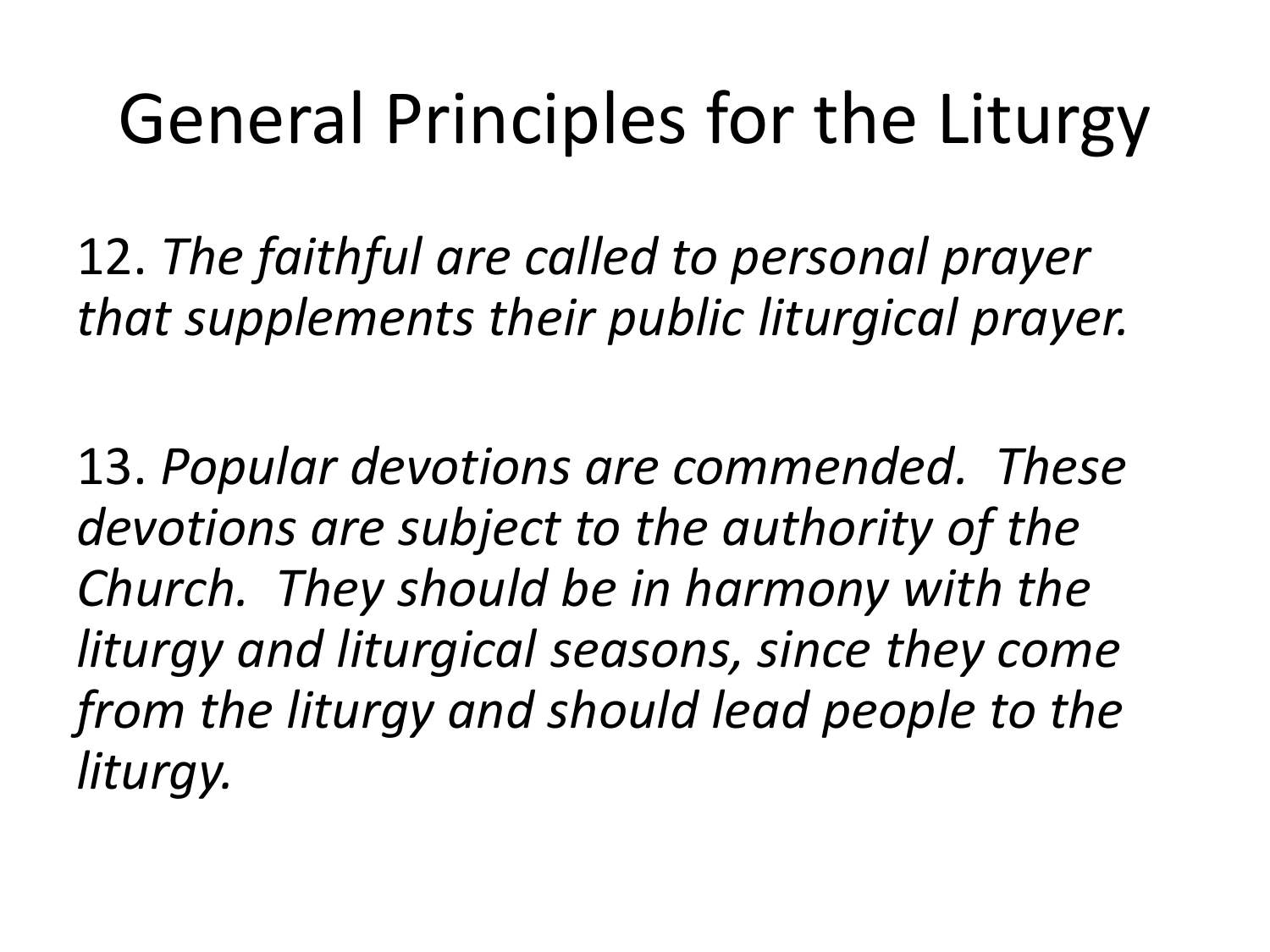# General Principles for the Liturgy

12. *The faithful are called to personal prayer that supplements their public liturgical prayer.*

13. *Popular devotions are commended. These devotions are subject to the authority of the Church. They should be in harmony with the liturgy and liturgical seasons, since they come from the liturgy and should lead people to the liturgy.*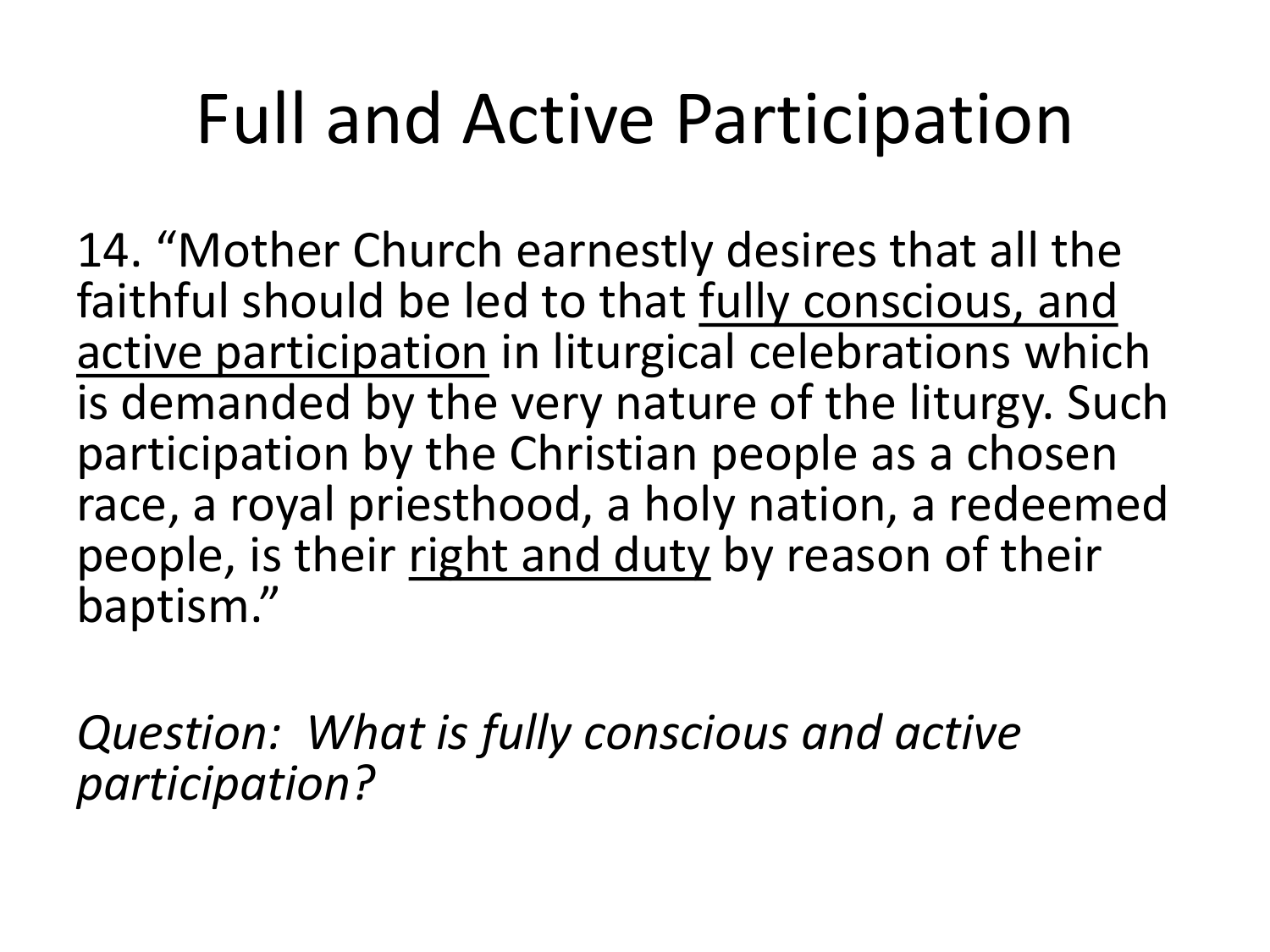# Full and Active Participation

14. “Mother Church earnestly desires that all the faithful should be led to that <u>fully conscious, and active participation</u> in liturgical celebrations which is demanded by the very nature of the liturgy. Such participation by the Christian people as a chosen race, a royal priesthood, a holy nation, a redeemed people, is their <u>right and duty</u> by reason of their baptism.”

*Question: What is fully conscious and active participation?*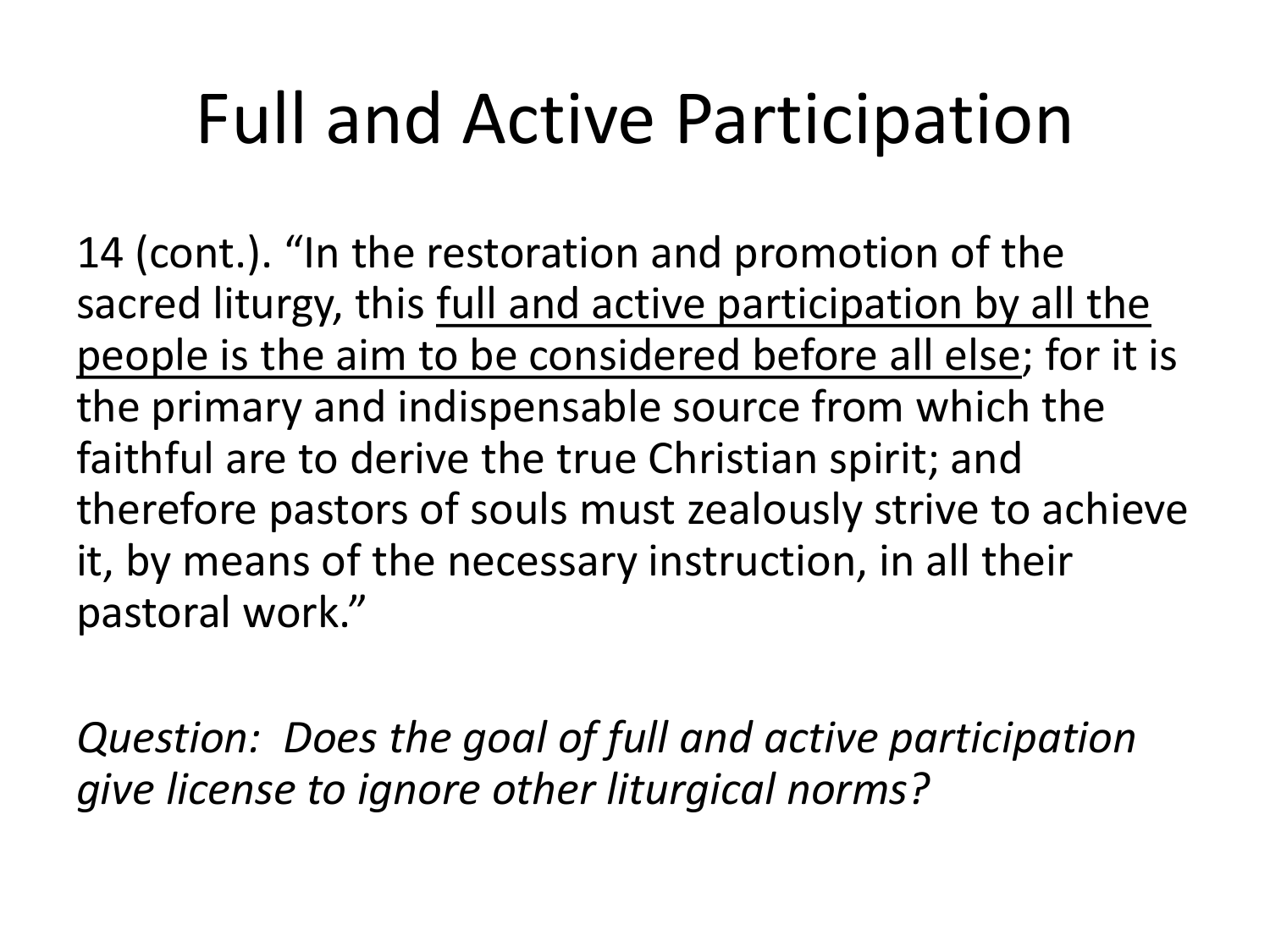# Full and Active Participation

14 (cont.). "In the restoration and promotion of the sacred liturgy, this <u>full and active participation by all the people is the aim to be considered before all else</u>; for it is the primary and indispensable source from which the faithful are to derive the true Christian spirit; and therefore pastors of souls must zealously strive to achieve it, by means of the necessary instruction, in all their pastoral work."

*Question: Does the goal of full and active participation give license to ignore other liturgical norms?*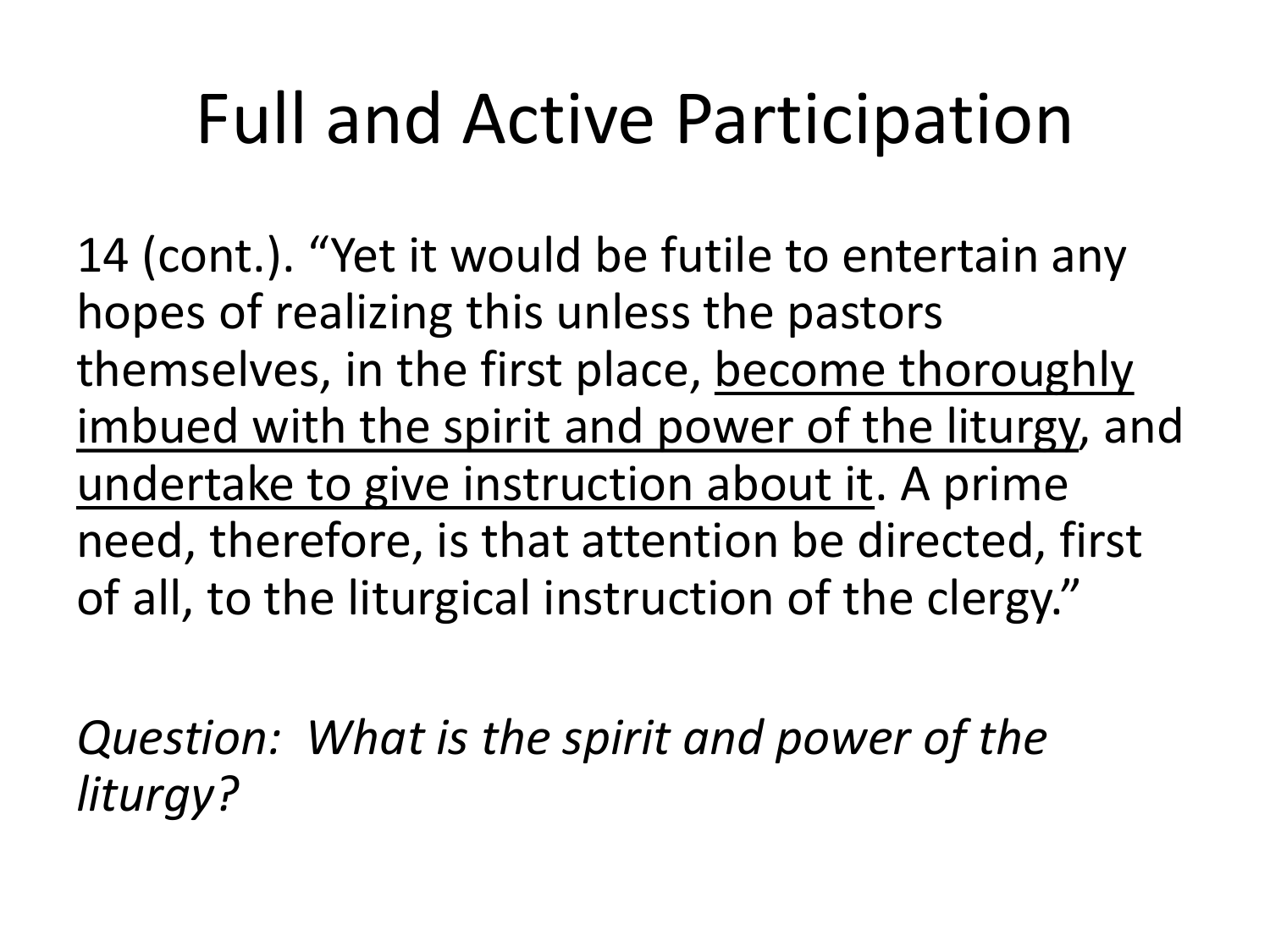# Full and Active Participation

14 (cont.). "Yet it would be futile to entertain any hopes of realizing this unless the pastors themselves, in the first place, become thoroughly imbued with the spirit and power of the liturgy, and undertake to give instruction about it. A prime need, therefore, is that attention be directed, first of all, to the liturgical instruction of the clergy."

*Question: What is the spirit and power of the liturgy?*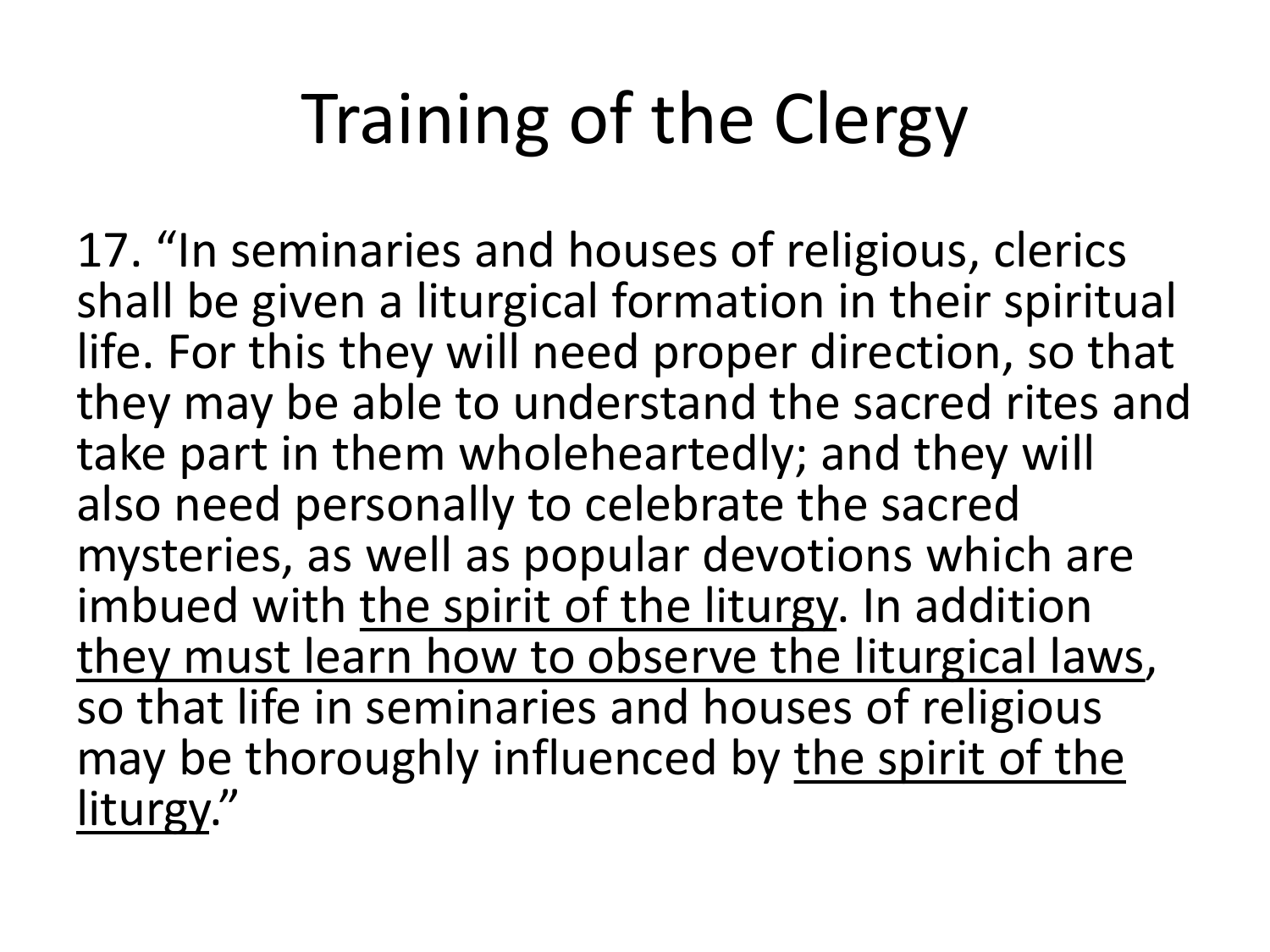# Training of the Clergy

17. "In seminaries and houses of religious, clerics shall be given a liturgical formation in their spiritual life. For this they will need proper direction, so that they may be able to understand the sacred rites and take part in them wholeheartedly; and they will also need personally to celebrate the sacred mysteries, as well as popular devotions which are imbued with <u>the spirit of the liturgy</u>. In addition <u>they must learn how to observe the liturgical laws</u>, so that life in seminaries and houses of religious may be thoroughly influenced by <u>the spirit of the liturgy</u>."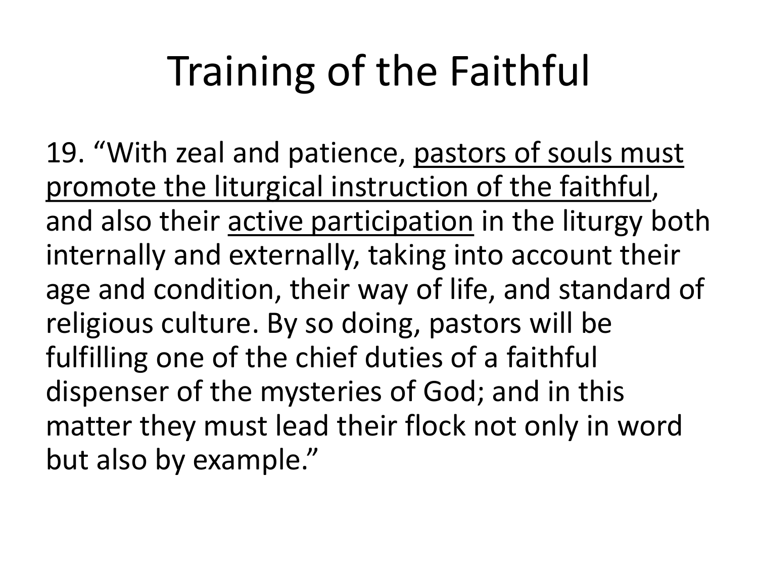# Training of the Faithful

19. “With zeal and patience, <u>pastors of souls must promote the liturgical instruction of the faithful</u>, and also their <u>active participation</u> in the liturgy both internally and externally, taking into account their age and condition, their way of life, and standard of religious culture. By so doing, pastors will be fulfilling one of the chief duties of a faithful dispenser of the mysteries of God; and in this matter they must lead their flock not only in word but also by example.”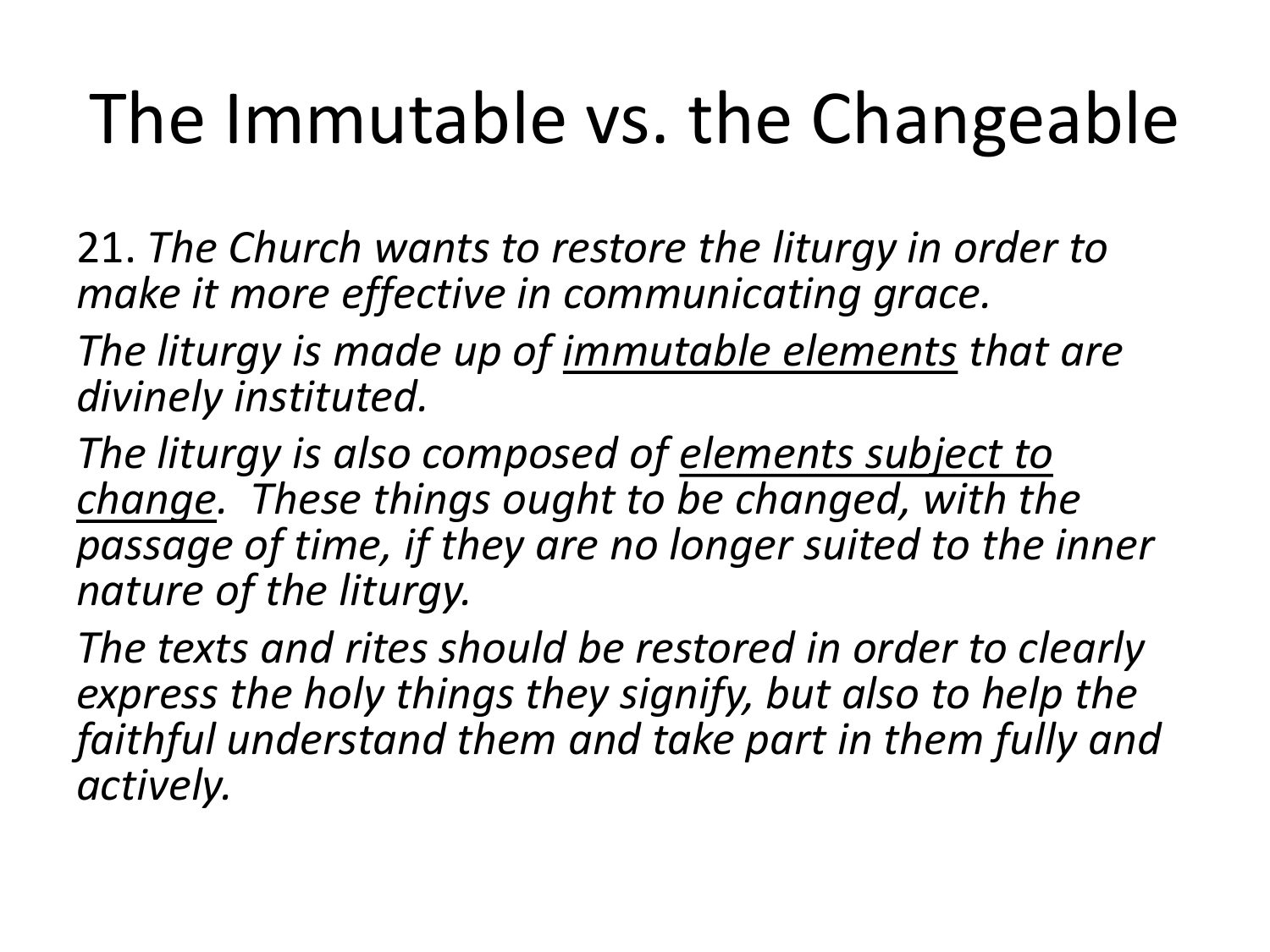# The Immutable vs. the Changeable

21. *The Church wants to restore the liturgy in order to make it more effective in communicating grace.*

*The liturgy is made up of <u>immutable elements</u> that are divinely instituted.*

*The liturgy is also composed of <u>elements subject to change</u>. These things ought to be changed, with the passage of time, if they are no longer suited to the inner nature of the liturgy.*

*The texts and rites should be restored in order to clearly express the holy things they signify, but also to help the faithful understand them and take part in them fully and actively.*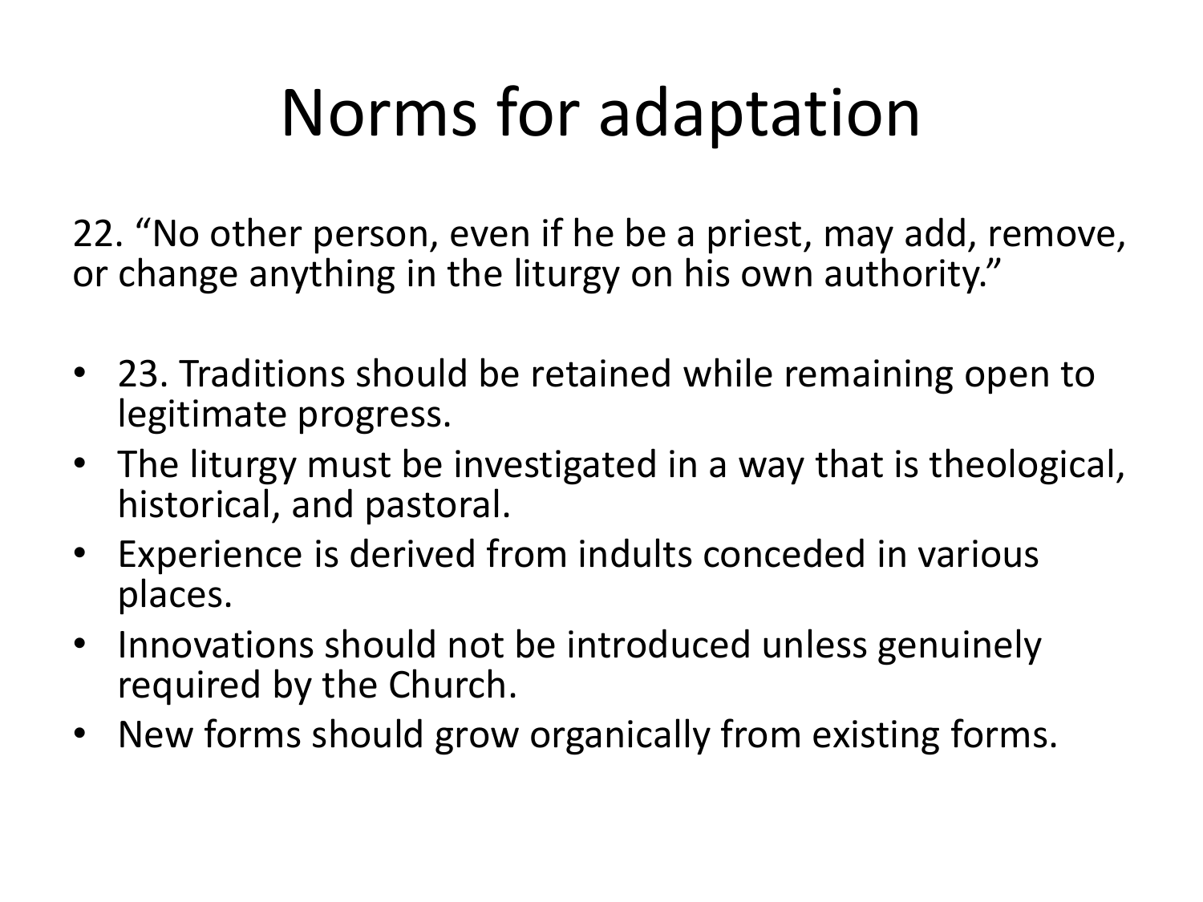# Norms for adaptation

22. “No other person, even if he be a priest, may add, remove, or change anything in the liturgy on his own authority.”

- 23. Traditions should be retained while remaining open to legitimate progress.
- The liturgy must be investigated in a way that is theological, historical, and pastoral.
- Experience is derived from indults conceded in various places.
- Innovations should not be introduced unless genuinely required by the Church.
- New forms should grow organically from existing forms.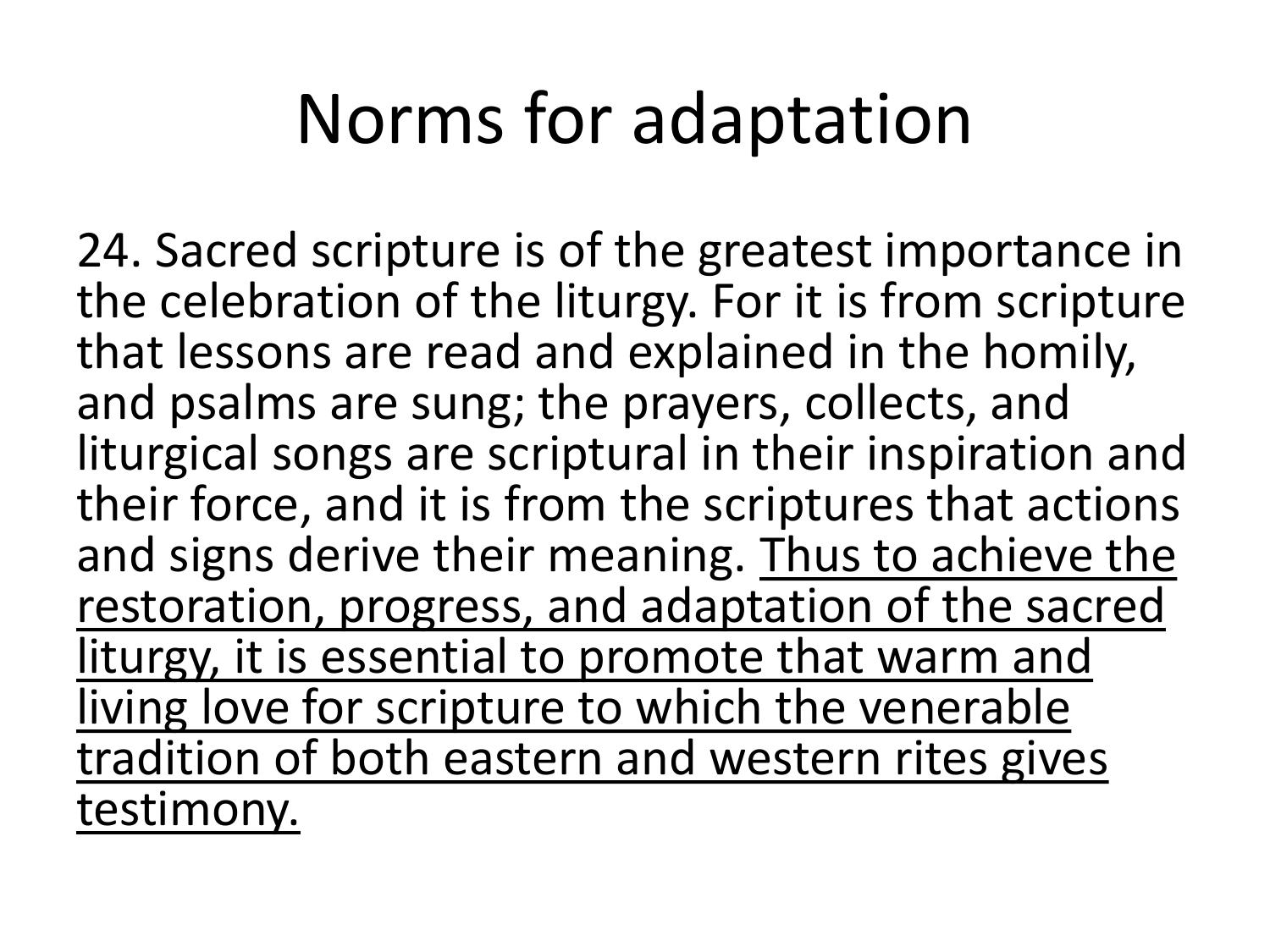# Norms for adaptation

24. Sacred scripture is of the greatest importance in the celebration of the liturgy. For it is from scripture that lessons are read and explained in the homily, and psalms are sung; the prayers, collects, and liturgical songs are scriptural in their inspiration and their force, and it is from the scriptures that actions and signs derive their meaning. <u>Thus to achieve the restoration, progress, and adaptation of the sacred liturgy, it is essential to promote that warm and living love for scripture to which the venerable tradition of both eastern and western rites gives testimony.</u>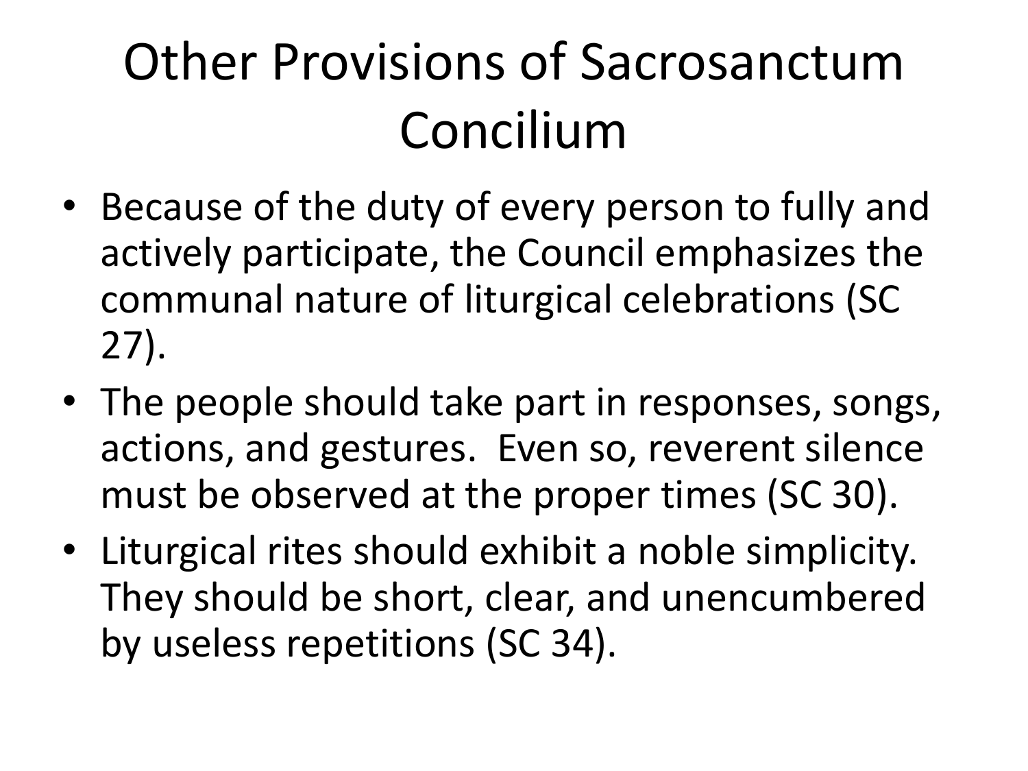# Other Provisions of Sacrosanctum Concilium

- Because of the duty of every person to fully and actively participate, the Council emphasizes the communal nature of liturgical celebrations (SC 27).
- The people should take part in responses, songs, actions, and gestures. Even so, reverent silence must be observed at the proper times (SC 30).
- Liturgical rites should exhibit a noble simplicity. They should be short, clear, and unencumbered by useless repetitions (SC 34).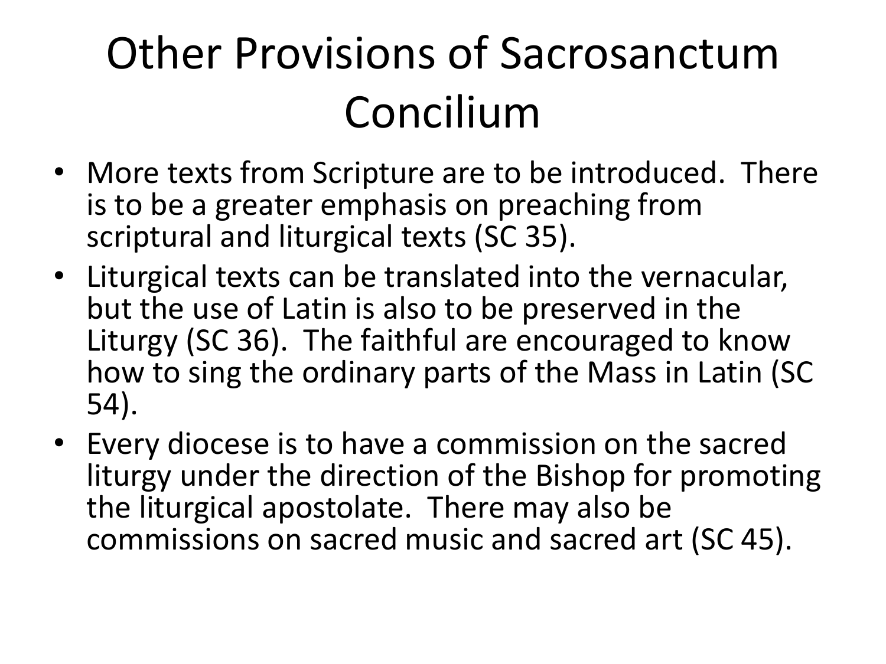# Other Provisions of Sacrosanctum Concilium

- More texts from Scripture are to be introduced. There is to be a greater emphasis on preaching from scriptural and liturgical texts (SC 35).
- Liturgical texts can be translated into the vernacular, but the use of Latin is also to be preserved in the Liturgy (SC 36). The faithful are encouraged to know how to sing the ordinary parts of the Mass in Latin (SC 54).
- Every diocese is to have a commission on the sacred liturgy under the direction of the Bishop for promoting the liturgical apostolate. There may also be commissions on sacred music and sacred art (SC 45).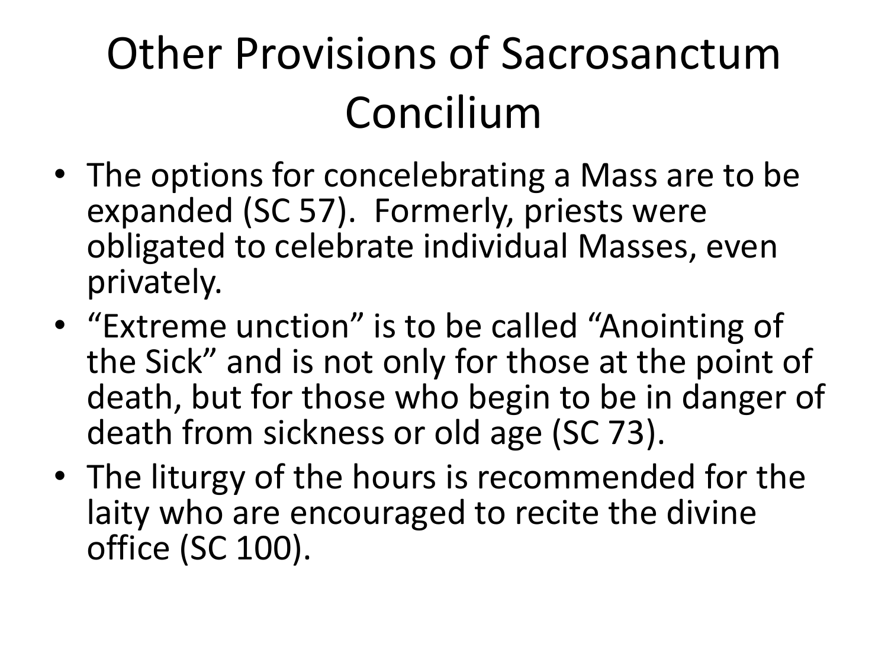# Other Provisions of Sacrosanctum Concilium

- The options for concelebrating a Mass are to be expanded (SC 57). Formerly, priests were obligated to celebrate individual Masses, even privately.
- “Extreme unction” is to be called “Anointing of the Sick” and is not only for those at the point of death, but for those who begin to be in danger of death from sickness or old age (SC 73).
- The liturgy of the hours is recommended for the laity who are encouraged to recite the divine office (SC 100).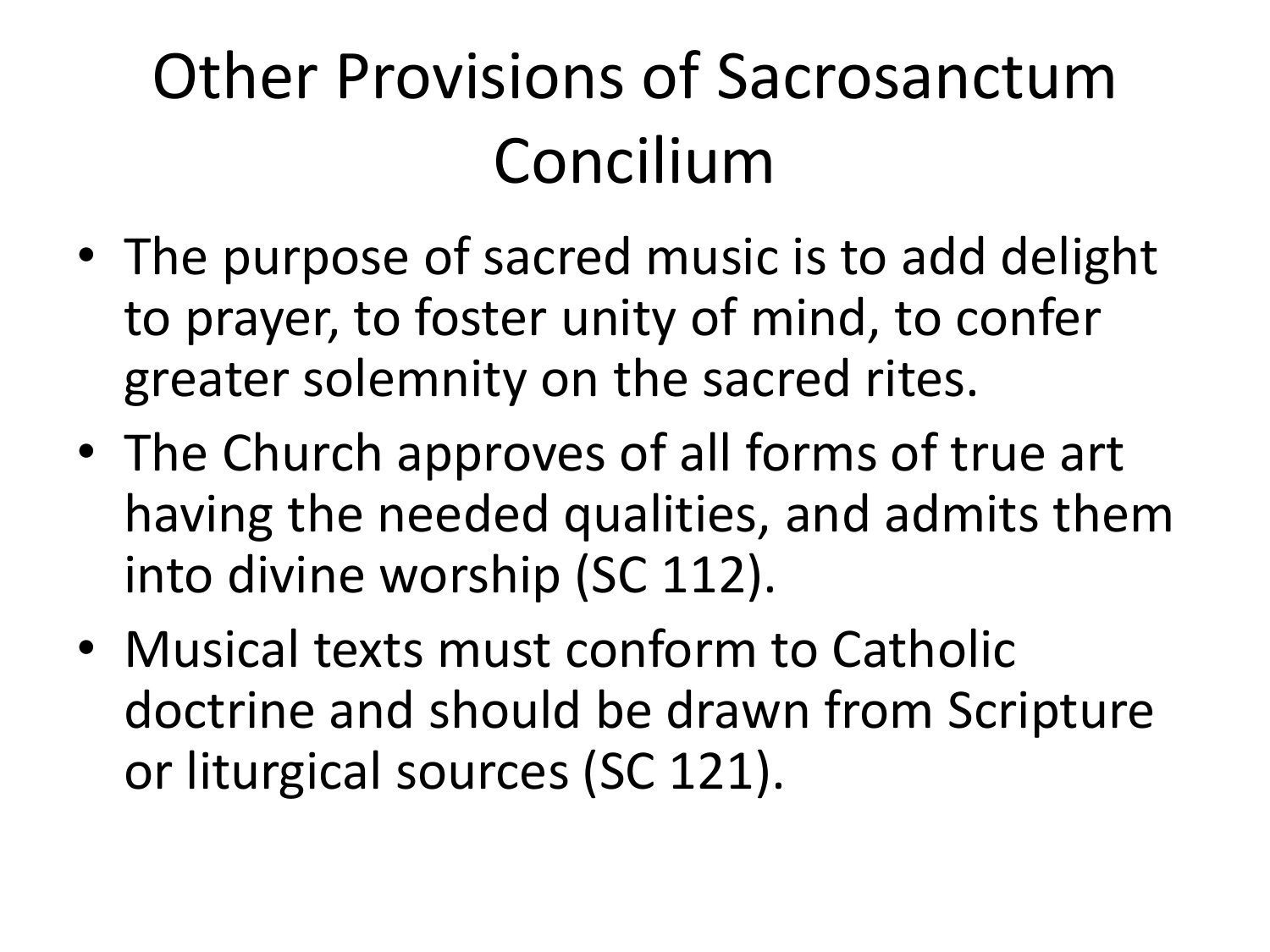# Other Provisions of Sacrosanctum Concilium

- The purpose of sacred music is to add delight to prayer, to foster unity of mind, to confer greater solemnity on the sacred rites.
- The Church approves of all forms of true art having the needed qualities, and admits them into divine worship (SC 112).
- Musical texts must conform to Catholic doctrine and should be drawn from Scripture or liturgical sources (SC 121).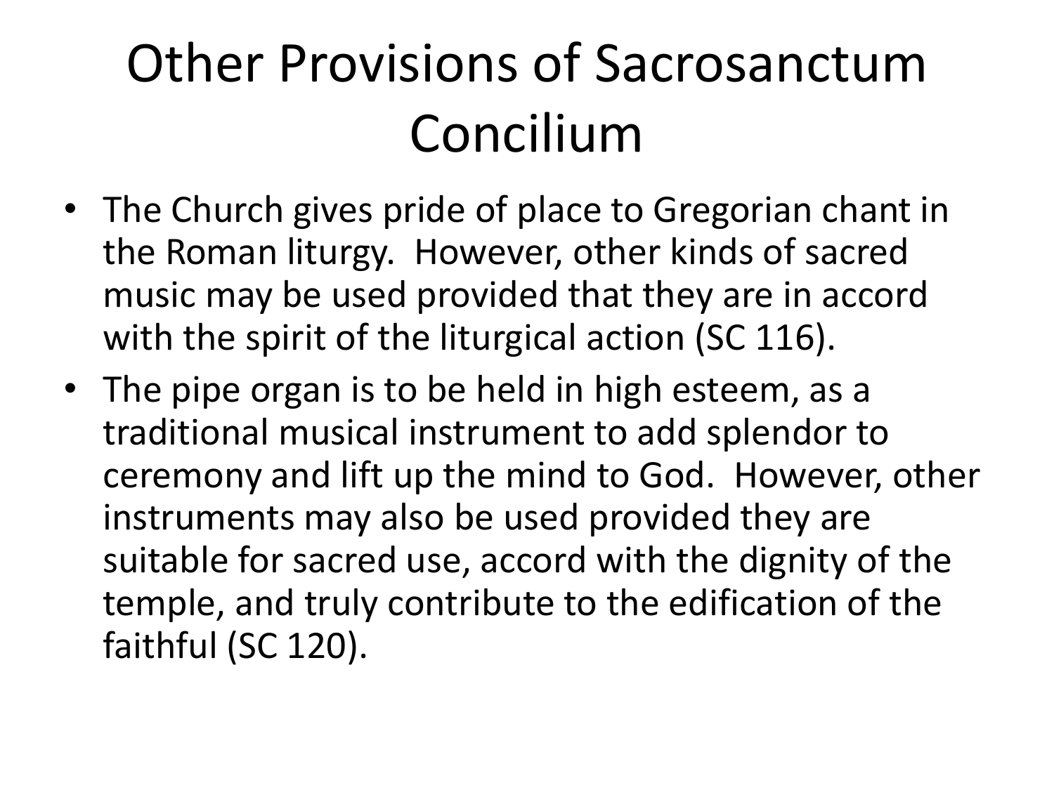# Other Provisions of Sacrosanctum Concilium

- The Church gives pride of place to Gregorian chant in the Roman liturgy. However, other kinds of sacred music may be used provided that they are in accord with the spirit of the liturgical action (SC 116).
- The pipe organ is to be held in high esteem, as a traditional musical instrument to add splendor to ceremony and lift up the mind to God. However, other instruments may also be used provided they are suitable for sacred use, accord with the dignity of the temple, and truly contribute to the edification of the faithful (SC 120).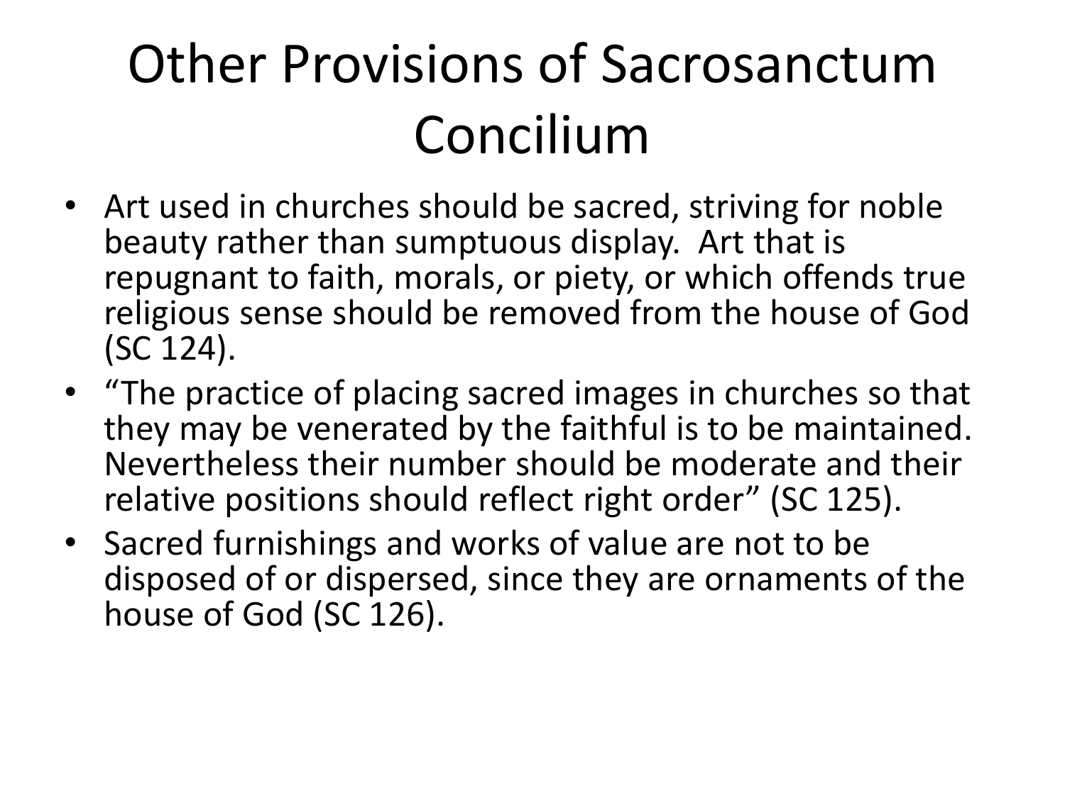# Other Provisions of Sacrosanctum Concilium

- Art used in churches should be sacred, striving for noble beauty rather than sumptuous display. Art that is repugnant to faith, morals, or piety, or which offends true religious sense should be removed from the house of God (SC 124).
- "The practice of placing sacred images in churches so that they may be venerated by the faithful is to be maintained. Nevertheless their number should be moderate and their relative positions should reflect right order" (SC 125).
- Sacred furnishings and works of value are not to be disposed of or dispersed, since they are ornaments of the house of God (SC 126).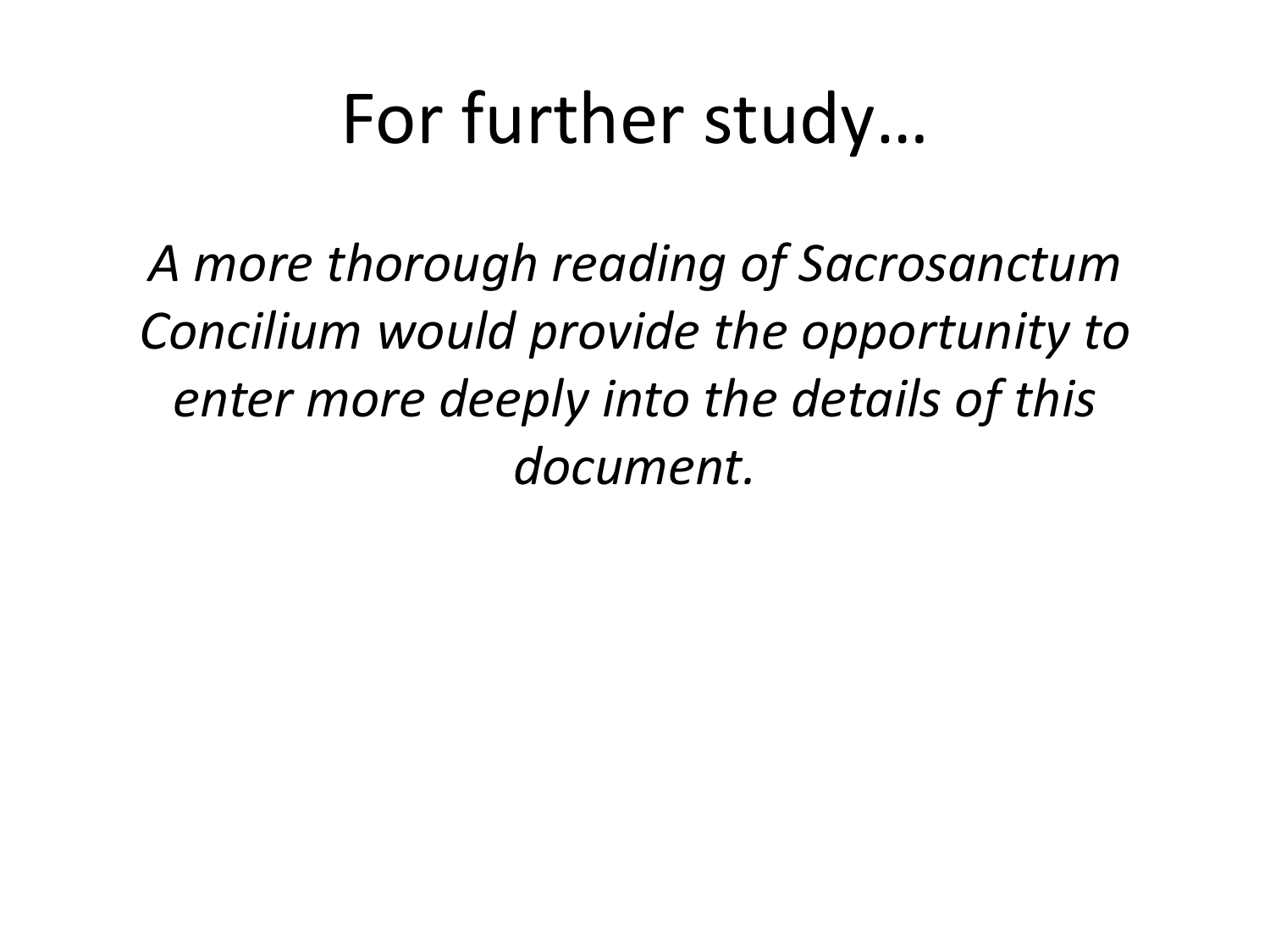# For further study…

*A more thorough reading of Sacrosanctum Concilium would provide the opportunity to enter more deeply into the details of this document.*